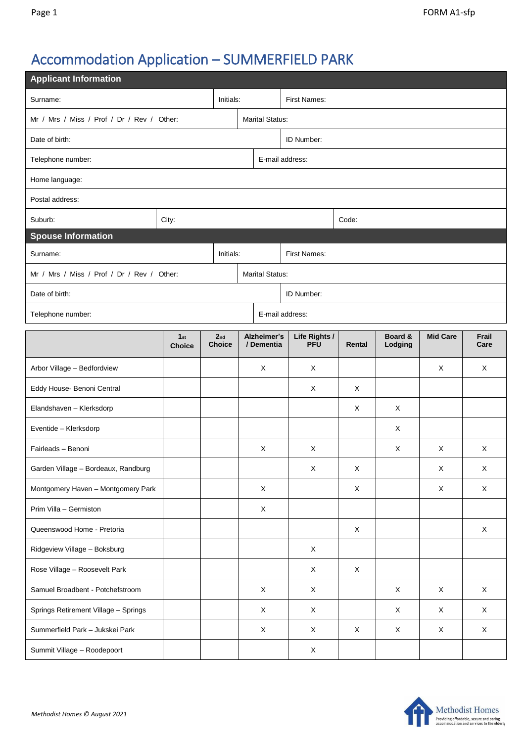# Accommodation Application – SUMMERFIELD PARK

| **Applicant Information** | | |
|---|---|---|
| Surname: | Initials: | First Names: |
| Mr / Mrs / Miss / Prof / Dr / Rev / Other: | Marital Status: | |
| Date of birth: | ID Number: | |
| Telephone number: | E-mail address: | |
| Home language: | | |
| Postal address: | | |
| Suburb: | City: | Code: |
| **Spouse Information** | | |
| Surname: | Initials: | First Names: |
| Mr / Mrs / Miss / Prof / Dr / Rev / Other: | Marital Status: | |
| Date of birth: | ID Number: | |
| Telephone number: | E-mail address: | |

| | 1st Choice | 2nd Choice | Alzheimer's / Dementia | Life Rights / PFU | Rental | Board & Lodging | Mid Care | Frail Care |
|---|---|---|---|---|---|---|---|---|
| Arbor Village – Bedfordview | | | X | X | | | X | X |
| Eddy House- Benoni Central | | | | X | X | | | |
| Elandshaven – Klerksdorp | | | | | X | X | | |
| Eventide – Klerksdorp | | | | | | X | | |
| Fairleads – Benoni | | | X | X | | X | X | X |
| Garden Village – Bordeaux, Randburg | | | | X | X | | X | X |
| Montgomery Haven – Montgomery Park | | | X | | X | | X | X |
| Prim Villa – Germiston | | | X | | | | | |
| Queenswood Home - Pretoria | | | | | X | | | X |
| Ridgeview Village – Boksburg | | | | X | | | | |
| Rose Village – Roosevelt Park | | | | X | X | | | |
| Samuel Broadbent - Potchefstroom | | | X | X | | X | X | X |
| Springs Retirement Village – Springs | | | X | X | | X | X | X |
| Summerfield Park – Jukskei Park | | | X | X | X | X | X | X |
| Summit Village – Roodepoort | | | | X | | | | |

*Methodist Homes © August 2021*

Methodist Homes
Providing affordable, secure and caring accommodation and services to the elderly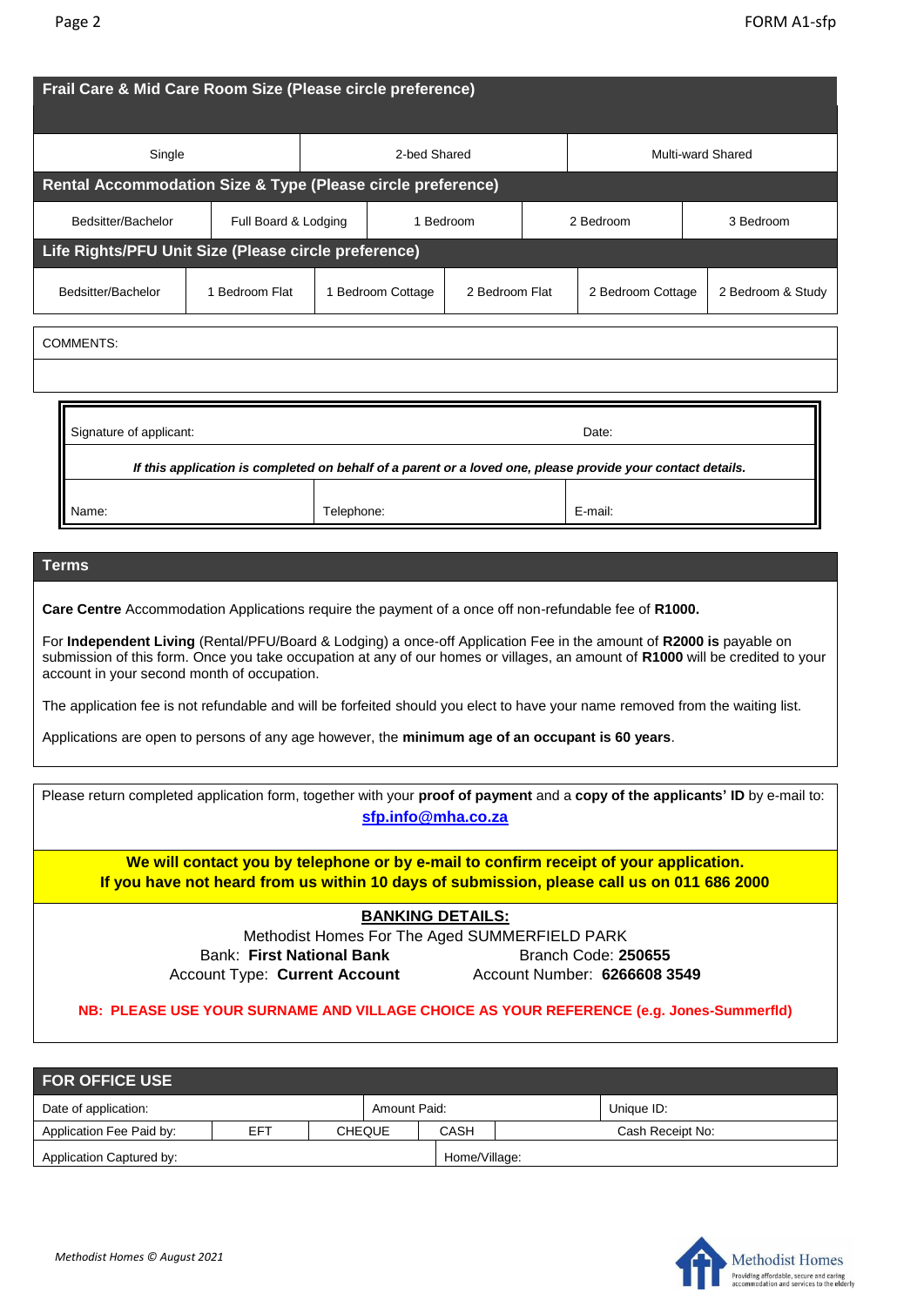## Frail Care & Mid Care Room Size (Please circle preference)

| Single | 2-bed Shared | Multi-ward Shared |
|---|---|---|

## Rental Accommodation Size & Type (Please circle preference)

| Bedsitter/Bachelor | Full Board & Lodging | 1 Bedroom | 2 Bedroom | 3 Bedroom |
|---|---|---|---|---|

## Life Rights/PFU Unit Size (Please circle preference)

| Bedsitter/Bachelor | 1 Bedroom Flat | 1 Bedroom Cottage | 2 Bedroom Flat | 2 Bedroom Cottage | 2 Bedroom & Study |
|---|---|---|---|---|---|

COMMENTS:

| Signature of applicant: | | Date: |
|---|---|---|
| ***If this application is completed on behalf of a parent or a loved one, please provide your contact details.*** | | |
| Name: | Telephone: | E-mail: |

## Terms

**Care Centre** Accommodation Applications require the payment of a once off non-refundable fee of **R1000.**

For **Independent Living** (Rental/PFU/Board & Lodging) a once-off Application Fee in the amount of **R2000 is** payable on submission of this form. Once you take occupation at any of our homes or villages, an amount of **R1000** will be credited to your account in your second month of occupation.

The application fee is not refundable and will be forfeited should you elect to have your name removed from the waiting list.

Applications are open to persons of any age however, the **minimum age of an occupant is 60 years**.

Please return completed application form, together with your **proof of payment** and a **copy of the applicants' ID** by e-mail to: **sfp.info@mha.co.za**

**We will contact you by telephone or by e-mail to confirm receipt of your application.**
**If you have not heard from us within 10 days of submission, please call us on 011 686 2000**

**BANKING DETAILS:**

Methodist Homes For The Aged SUMMERFIELD PARK

Bank: **First National Bank** Branch Code: **250655**

Account Type: **Current Account** Account Number: **6266608 3549**

**NB: PLEASE USE YOUR SURNAME AND VILLAGE CHOICE AS YOUR REFERENCE (e.g. Jones-Summerfld)**

## FOR OFFICE USE

| Date of application: | | | Amount Paid: | | Unique ID: |
|---|---|---|---|---|---|
| Application Fee Paid by: | EFT | CHEQUE | CASH | Cash Receipt No: | |
| Application Captured by: | | | Home/Village: | | |

*Methodist Homes © August 2021*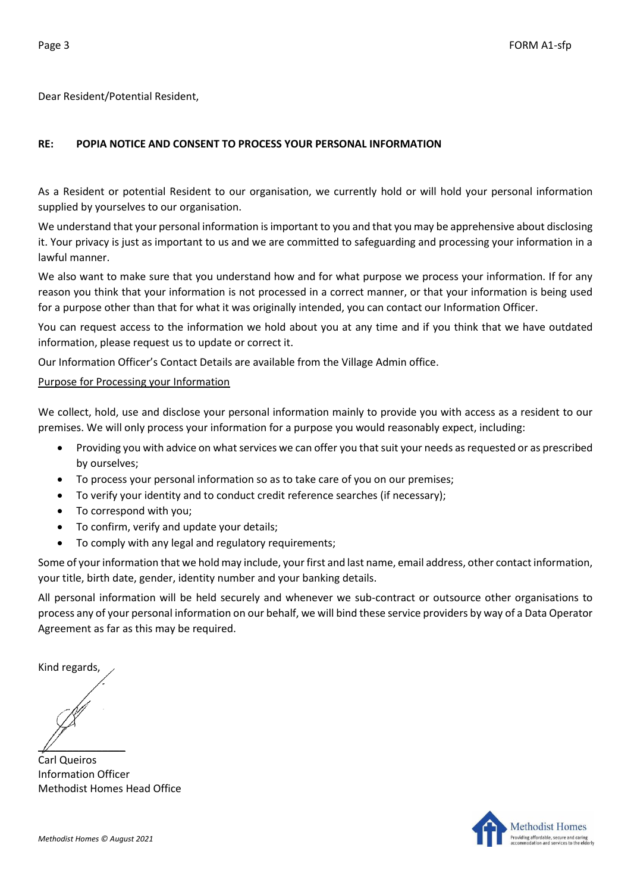Dear Resident/Potential Resident,

**RE: POPIA NOTICE AND CONSENT TO PROCESS YOUR PERSONAL INFORMATION**

As a Resident or potential Resident to our organisation, we currently hold or will hold your personal information supplied by yourselves to our organisation.

We understand that your personal information is important to you and that you may be apprehensive about disclosing it. Your privacy is just as important to us and we are committed to safeguarding and processing your information in a lawful manner.

We also want to make sure that you understand how and for what purpose we process your information. If for any reason you think that your information is not processed in a correct manner, or that your information is being used for a purpose other than that for what it was originally intended, you can contact our Information Officer.

You can request access to the information we hold about you at any time and if you think that we have outdated information, please request us to update or correct it.

Our Information Officer's Contact Details are available from the Village Admin office.

<u>Purpose for Processing your Information</u>

We collect, hold, use and disclose your personal information mainly to provide you with access as a resident to our premises. We will only process your information for a purpose you would reasonably expect, including:

- Providing you with advice on what services we can offer you that suit your needs as requested or as prescribed by ourselves;
- To process your personal information so as to take care of you on our premises;
- To verify your identity and to conduct credit reference searches (if necessary);
- To correspond with you;
- To confirm, verify and update your details;
- To comply with any legal and regulatory requirements;

Some of your information that we hold may include, your first and last name, email address, other contact information, your title, birth date, gender, identity number and your banking details.

All personal information will be held securely and whenever we sub-contract or outsource other organisations to process any of your personal information on our behalf, we will bind these service providers by way of a Data Operator Agreement as far as this may be required.

Kind regards,

Carl Queiros
Information Officer
Methodist Homes Head Office

*Methodist Homes © August 2021*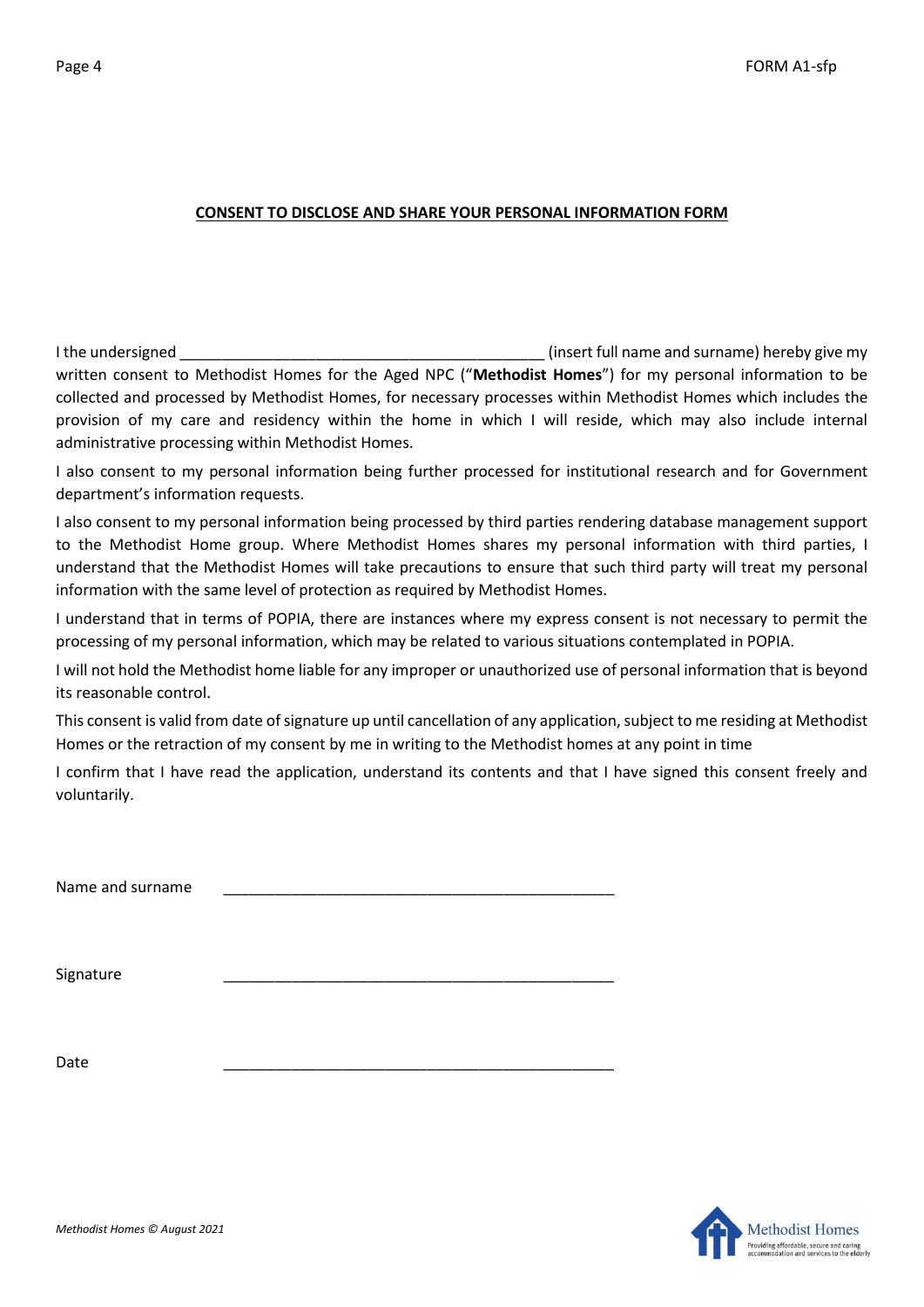**CONSENT TO DISCLOSE AND SHARE YOUR PERSONAL INFORMATION FORM**

I the undersigned ___________________________________________ (insert full name and surname) hereby give my written consent to Methodist Homes for the Aged NPC ("**Methodist Homes**") for my personal information to be collected and processed by Methodist Homes, for necessary processes within Methodist Homes which includes the provision of my care and residency within the home in which I will reside, which may also include internal administrative processing within Methodist Homes.

I also consent to my personal information being further processed for institutional research and for Government department's information requests.

I also consent to my personal information being processed by third parties rendering database management support to the Methodist Home group. Where Methodist Homes shares my personal information with third parties, I understand that the Methodist Homes will take precautions to ensure that such third party will treat my personal information with the same level of protection as required by Methodist Homes.

I understand that in terms of POPIA, there are instances where my express consent is not necessary to permit the processing of my personal information, which may be related to various situations contemplated in POPIA.

I will not hold the Methodist home liable for any improper or unauthorized use of personal information that is beyond its reasonable control.

This consent is valid from date of signature up until cancellation of any application, subject to me residing at Methodist Homes or the retraction of my consent by me in writing to the Methodist homes at any point in time

I confirm that I have read the application, understand its contents and that I have signed this consent freely and voluntarily.

Name and surname _______________________________________________

Signature _______________________________________________

Date _______________________________________________

*Methodist Homes © August 2021*